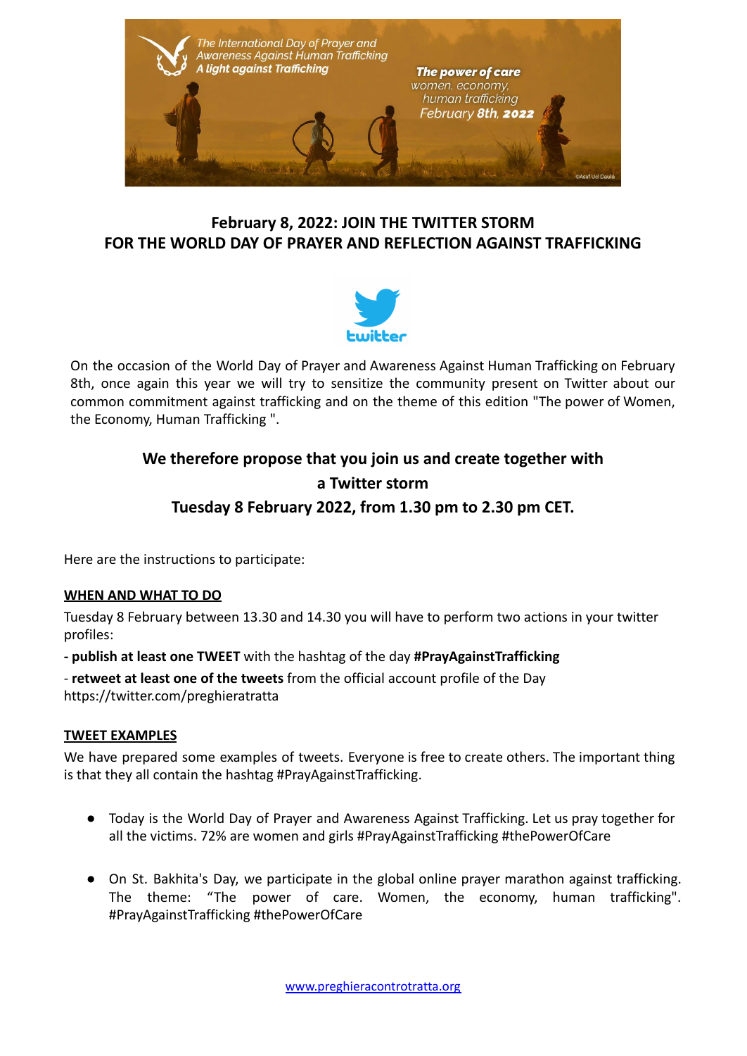# February 8, 2022: JOIN THE TWITTER STORM FOR THE WORLD DAY OF PRAYER AND REFLECTION AGAINST TRAFFICKING

On the occasion of the World Day of Prayer and Awareness Against Human Trafficking on February 8th, once again this year we will try to sensitize the community present on Twitter about our common commitment against trafficking and on the theme of this edition "The power of Women, the Economy, Human Trafficking ".

## We therefore propose that you join us and create together with a Twitter storm Tuesday 8 February 2022, from 1.30 pm to 2.30 pm CET.

Here are the instructions to participate:

### WHEN AND WHAT TO DO

Tuesday 8 February between 13.30 and 14.30 you will have to perform two actions in your twitter profiles:

**- publish at least one TWEET** with the hashtag of the day **#PrayAgainstTrafficking**

- **retweet at least one of the tweets** from the official account profile of the Day https://twitter.com/preghieratratta

### TWEET EXAMPLES

We have prepared some examples of tweets. Everyone is free to create others. The important thing is that they all contain the hashtag #PrayAgainstTrafficking.

- Today is the World Day of Prayer and Awareness Against Trafficking. Let us pray together for all the victims. 72% are women and girls #PrayAgainstTrafficking #thePowerOfCare
- On St. Bakhita's Day, we participate in the global online prayer marathon against trafficking. The theme: “The power of care. Women, the economy, human trafficking". #PrayAgainstTrafficking #thePowerOfCare

www.preghieracontrotratta.org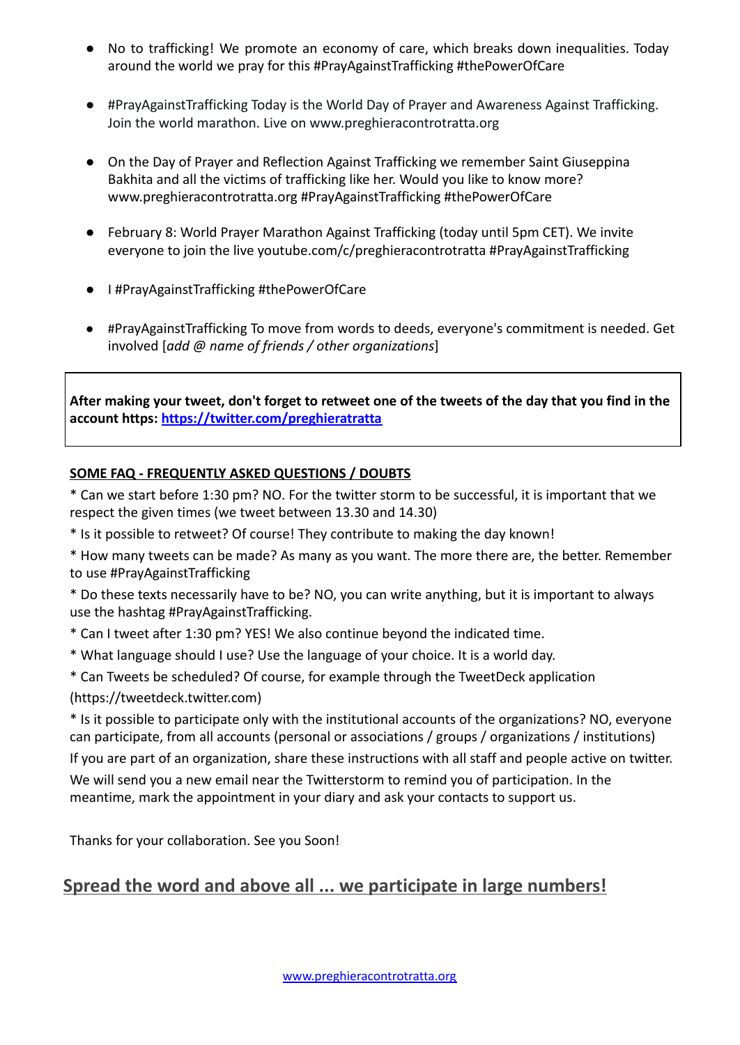- No to trafficking! We promote an economy of care, which breaks down inequalities. Today around the world we pray for this #PrayAgainstTrafficking #thePowerOfCare

- #PrayAgainstTrafficking Today is the World Day of Prayer and Awareness Against Trafficking. Join the world marathon. Live on www.preghieracontrotratta.org

- On the Day of Prayer and Reflection Against Trafficking we remember Saint Giuseppina Bakhita and all the victims of trafficking like her. Would you like to know more? www.preghieracontrotratta.org #PrayAgainstTrafficking #thePowerOfCare

- February 8: World Prayer Marathon Against Trafficking (today until 5pm CET). We invite everyone to join the live youtube.com/c/preghieracontrotratta #PrayAgainstTrafficking

- I #PrayAgainstTrafficking #thePowerOfCare

- #PrayAgainstTrafficking To move from words to deeds, everyone's commitment is needed. Get involved [*add @ name of friends / other organizations*]

**After making your tweet, don't forget to retweet one of the tweets of the day that you find in the account https: [https://twitter.com/preghieratratta](https://twitter.com/preghieratratta)**

**SOME FAQ - FREQUENTLY ASKED QUESTIONS / DOUBTS**

* Can we start before 1:30 pm? NO. For the twitter storm to be successful, it is important that we respect the given times (we tweet between 13.30 and 14.30)

* Is it possible to retweet? Of course! They contribute to making the day known!

* How many tweets can be made? As many as you want. The more there are, the better. Remember to use #PrayAgainstTrafficking

* Do these texts necessarily have to be? NO, you can write anything, but it is important to always use the hashtag #PrayAgainstTrafficking.

* Can I tweet after 1:30 pm? YES! We also continue beyond the indicated time.

* What language should I use? Use the language of your choice. It is a world day.

* Can Tweets be scheduled? Of course, for example through the TweetDeck application (https://tweetdeck.twitter.com)

* Is it possible to participate only with the institutional accounts of the organizations? NO, everyone can participate, from all accounts (personal or associations / groups / organizations / institutions)

If you are part of an organization, share these instructions with all staff and people active on twitter.

We will send you a new email near the Twitterstorm to remind you of participation. In the meantime, mark the appointment in your diary and ask your contacts to support us.

Thanks for your collaboration. See you Soon!

## Spread the word and above all ... we participate in large numbers!

[www.preghieracontrotratta.org](http://www.preghieracontrotratta.org)